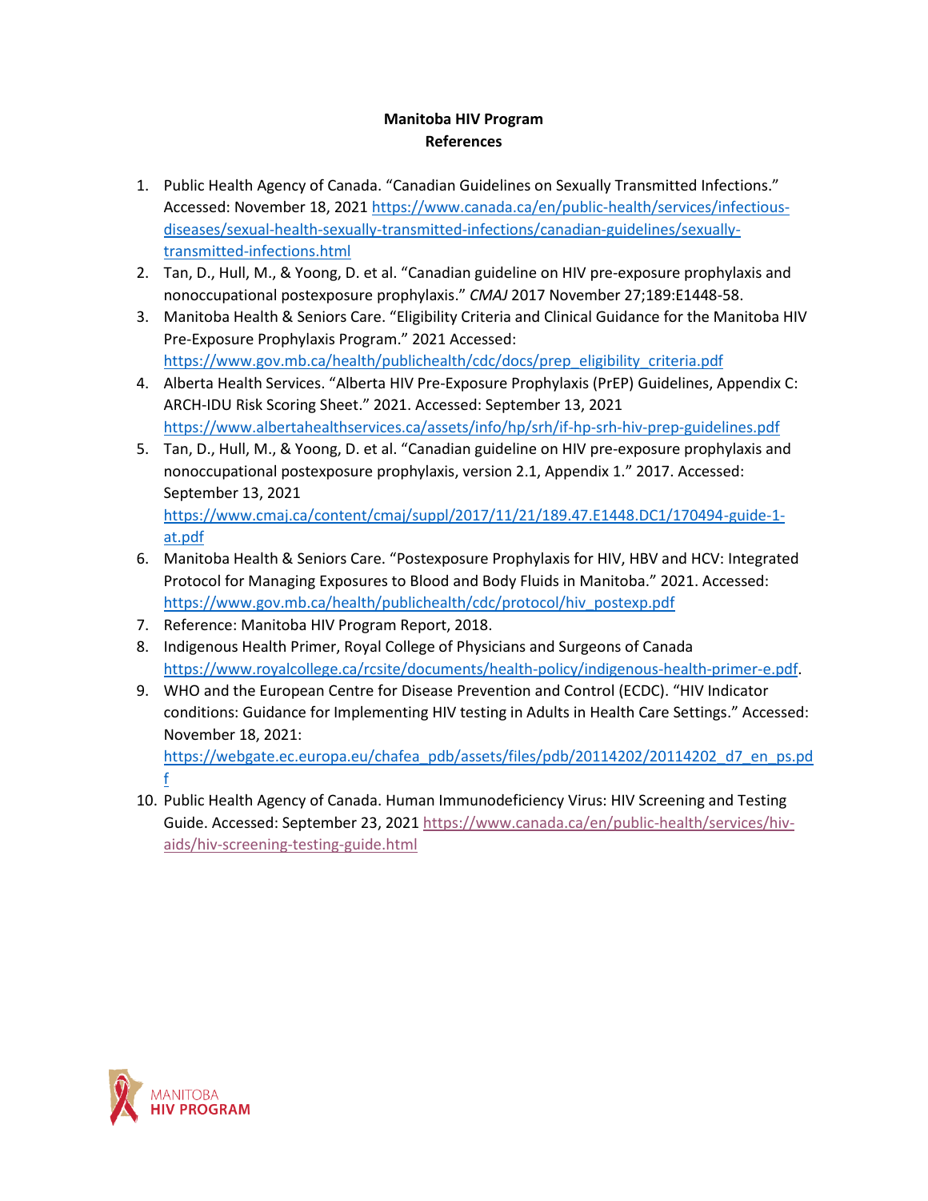**Manitoba HIV Program**
**References**

1. Public Health Agency of Canada. "Canadian Guidelines on Sexually Transmitted Infections." Accessed: November 18, 2021 https://www.canada.ca/en/public-health/services/infectious-diseases/sexual-health-sexually-transmitted-infections/canadian-guidelines/sexually-transmitted-infections.html
2. Tan, D., Hull, M., & Yoong, D. et al. "Canadian guideline on HIV pre-exposure prophylaxis and nonoccupational postexposure prophylaxis." *CMAJ* 2017 November 27;189:E1448-58.
3. Manitoba Health & Seniors Care. "Eligibility Criteria and Clinical Guidance for the Manitoba HIV Pre-Exposure Prophylaxis Program." 2021 Accessed: https://www.gov.mb.ca/health/publichealth/cdc/docs/prep_eligibility_criteria.pdf
4. Alberta Health Services. "Alberta HIV Pre-Exposure Prophylaxis (PrEP) Guidelines, Appendix C: ARCH-IDU Risk Scoring Sheet." 2021. Accessed: September 13, 2021 https://www.albertahealthservices.ca/assets/info/hp/srh/if-hp-srh-hiv-prep-guidelines.pdf
5. Tan, D., Hull, M., & Yoong, D. et al. "Canadian guideline on HIV pre-exposure prophylaxis and nonoccupational postexposure prophylaxis, version 2.1, Appendix 1." 2017. Accessed: September 13, 2021 https://www.cmaj.ca/content/cmaj/suppl/2017/11/21/189.47.E1448.DC1/170494-guide-1-at.pdf
6. Manitoba Health & Seniors Care. "Postexposure Prophylaxis for HIV, HBV and HCV: Integrated Protocol for Managing Exposures to Blood and Body Fluids in Manitoba." 2021. Accessed: https://www.gov.mb.ca/health/publichealth/cdc/protocol/hiv_postexp.pdf
7. Reference: Manitoba HIV Program Report, 2018.
8. Indigenous Health Primer, Royal College of Physicians and Surgeons of Canada https://www.royalcollege.ca/rcsite/documents/health-policy/indigenous-health-primer-e.pdf.
9. WHO and the European Centre for Disease Prevention and Control (ECDC). "HIV Indicator conditions: Guidance for Implementing HIV testing in Adults in Health Care Settings." Accessed: November 18, 2021: https://webgate.ec.europa.eu/chafea_pdb/assets/files/pdb/20114202/20114202_d7_en_ps.pdf
10. Public Health Agency of Canada. Human Immunodeficiency Virus: HIV Screening and Testing Guide. Accessed: September 23, 2021 https://www.canada.ca/en/public-health/services/hiv-aids/hiv-screening-testing-guide.html

MANITOBA HIV PROGRAM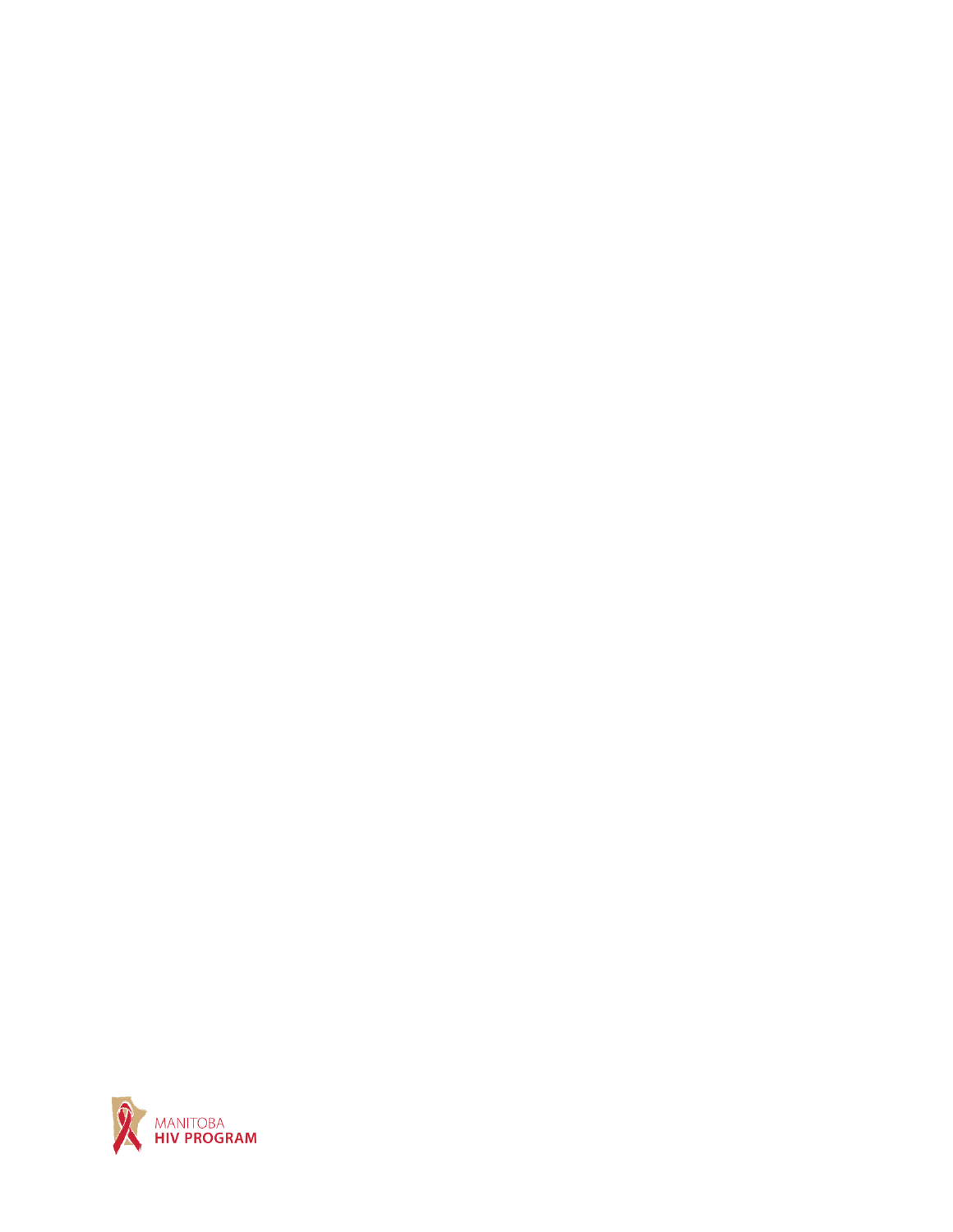MANITOBA
HIV PROGRAM